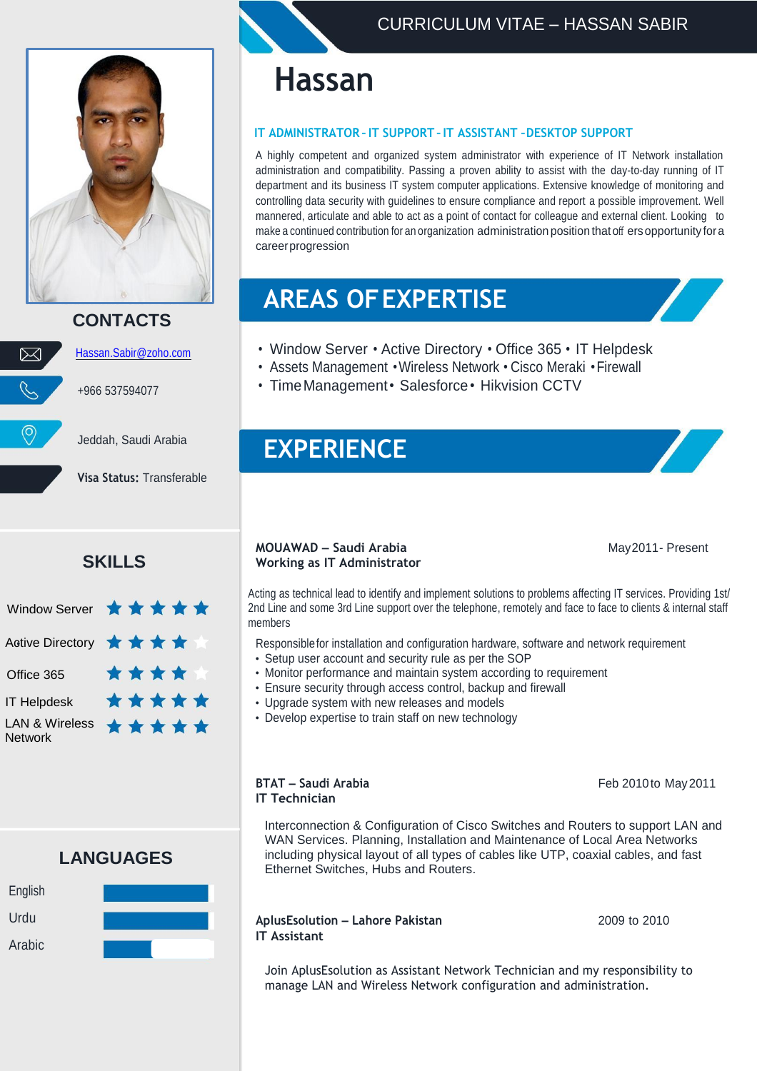CURRICULUM VITAE – HASSAN SABIR

# Hassan

**IT ADMINISTRATOR - IT SUPPORT - IT ASSISTANT -DESKTOP SUPPORT**

A highly competent and organized system administrator with experience of IT Network installation administration and compatibility. Passing a proven ability to assist with the day-to-day running of IT department and its business IT system computer applications. Extensive knowledge of monitoring and controlling data security with guidelines to ensure compliance and report a possible improvement. Well mannered, articulate and able to act as a point of contact for colleague and external client. Looking to make a continued contribution for an organization administration position that off ers opportunity for a career progression

## CONTACTS

Hassan.Sabir@zoho.com

+966 537594077

Jeddah, Saudi Arabia

**Visa Status:** Transferable

## SKILLS

| Skill | Rating |
|---|---|
| Window Server | ★★★★★ |
| Active Directory | ★★★★☆ |
| Office 365 | ★★★★☆ |
| IT Helpdesk | ★★★★★ |
| LAN & Wireless Network | ★★★★★ |

## LANGUAGES

- English
- Urdu
- Arabic

## AREAS OF EXPERTISE

- Window Server • Active Directory • Office 365 • IT Helpdesk
- Assets Management • Wireless Network • Cisco Meraki • Firewall
- Time Management • Salesforce • Hikvision CCTV

## EXPERIENCE

**MOUAWAD – Saudi Arabia** May 2011- Present
**Working as IT Administrator**

Acting as technical lead to identify and implement solutions to problems affecting IT services. Providing 1st/ 2nd Line and some 3rd Line support over the telephone, remotely and face to face to clients & internal staff members

Responsible for installation and configuration hardware, software and network requirement

- Setup user account and security rule as per the SOP
- Monitor performance and maintain system according to requirement
- Ensure security through access control, backup and firewall
- Upgrade system with new releases and models
- Develop expertise to train staff on new technology

**BTAT – Saudi Arabia** Feb 2010 to May 2011
**IT Technician**

Interconnection & Configuration of Cisco Switches and Routers to support LAN and WAN Services. Planning, Installation and Maintenance of Local Area Networks including physical layout of all types of cables like UTP, coaxial cables, and fast Ethernet Switches, Hubs and Routers.

**AplusEsolution – Lahore Pakistan** 2009 to 2010
**IT Assistant**

Join AplusEsolution as Assistant Network Technician and my responsibility to manage LAN and Wireless Network configuration and administration.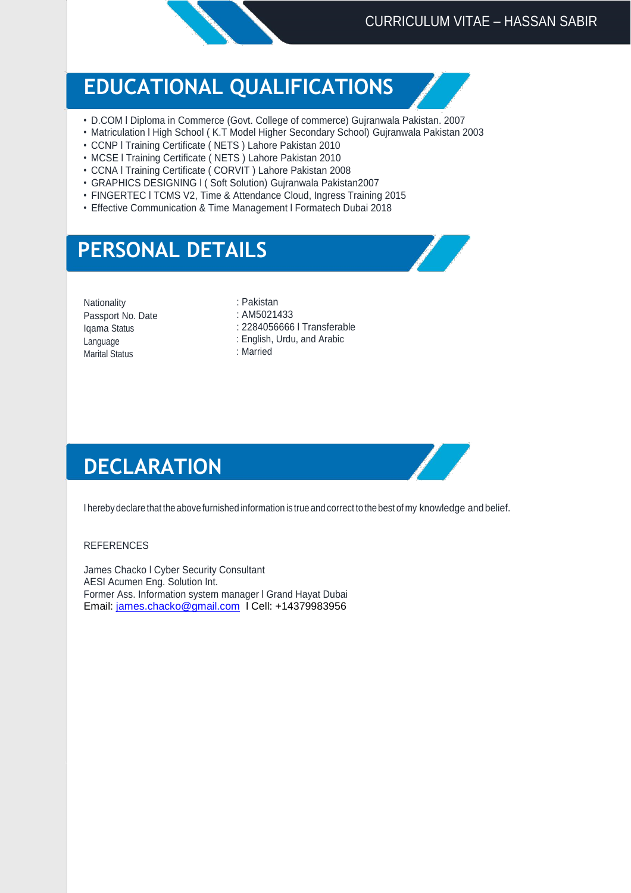## EDUCATIONAL QUALIFICATIONS

- D.COM l Diploma in Commerce (Govt. College of commerce) Gujranwala Pakistan. 2007
- Matriculation l High School ( K.T Model Higher Secondary School) Gujranwala Pakistan 2003
- CCNP l Training Certificate ( NETS ) Lahore Pakistan 2010
- MCSE l Training Certificate ( NETS ) Lahore Pakistan 2010
- CCNA l Training Certificate ( CORVIT ) Lahore Pakistan 2008
- GRAPHICS DESIGNING l ( Soft Solution) Gujranwala Pakistan2007
- FINGERTEC l TCMS V2, Time & Attendance Cloud, Ingress Training 2015
- Effective Communication & Time Management l Formatech Dubai 2018

## PERSONAL DETAILS

| | |
|---|---|
| Nationality | : Pakistan |
| Passport No. Date | : AM5021433 |
| Iqama Status | : 2284056666 l Transferable |
| Language | : English, Urdu, and Arabic |
| Marital Status | : Married |

## DECLARATION

I hereby declare that the above furnished information is true and correct to the best of my knowledge and belief.

REFERENCES

James Chacko l Cyber Security Consultant
AESI Acumen Eng. Solution Int.
Former Ass. Information system manager l Grand Hayat Dubai
Email: james.chacko@gmail.com l Cell: +14379983956